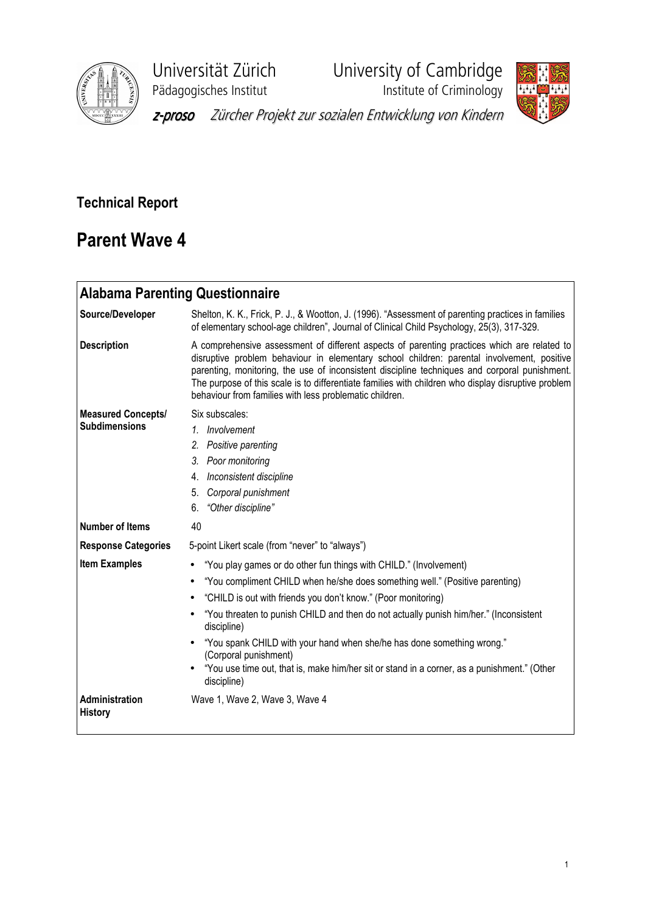Universität Zürich
Pädagogisches Institut

University of Cambridge
Institute of Criminology

*z-proso* *Zürcher Projekt zur sozialen Entwicklung von Kindern*

## Technical Report

# Parent Wave 4

| **Alabama Parenting Questionnaire** | |
|---|---|
| **Source/Developer** | Shelton, K. K., Frick, P. J., & Wootton, J. (1996). "Assessment of parenting practices in families of elementary school-age children", Journal of Clinical Child Psychology, 25(3), 317-329. |
| **Description** | A comprehensive assessment of different aspects of parenting practices which are related to disruptive problem behaviour in elementary school children: parental involvement, positive parenting, monitoring, the use of inconsistent discipline techniques and corporal punishment. The purpose of this scale is to differentiate families with children who display disruptive problem behaviour from families with less problematic children. |
| **Measured Concepts/ Subdimensions** | Six subscales:<br>1. *Involvement*<br>2. *Positive parenting*<br>3. *Poor monitoring*<br>4. *Inconsistent discipline*<br>5. *Corporal punishment*<br>6. *"Other discipline"* |
| **Number of Items** | 40 |
| **Response Categories** | 5-point Likert scale (from "never" to "always") |
| **Item Examples** | • "You play games or do other fun things with CHILD." (Involvement)<br>• "You compliment CHILD when he/she does something well." (Positive parenting)<br>• "CHILD is out with friends you don't know." (Poor monitoring)<br>• "You threaten to punish CHILD and then do not actually punish him/her." (Inconsistent discipline)<br>• "You spank CHILD with your hand when she/he has done something wrong." (Corporal punishment)<br>• "You use time out, that is, make him/her sit or stand in a corner, as a punishment." (Other discipline) |
| **Administration History** | Wave 1, Wave 2, Wave 3, Wave 4 |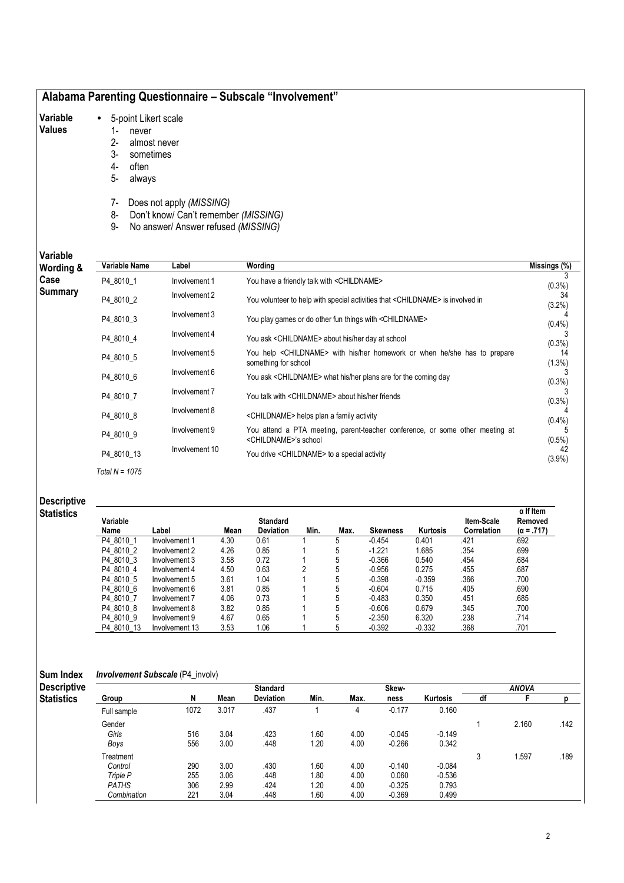## Alabama Parenting Questionnaire – Subscale "Involvement"

**Variable Values**

- 5-point Likert scale
  1- never
  2- almost never
  3- sometimes
  4- often
  5- always

  7- Does not apply *(MISSING)*
  8- Don't know/ Can't remember *(MISSING)*
  9- No answer/ Answer refused *(MISSING)*

**Variable Wording & Case Summary**

| Variable Name | Label | Wording | Missings (%) |
|---|---|---|---|
| P4_8010_1 | Involvement 1 | You have a friendly talk with <CHILDNAME> | 3 (0.3%) |
| P4_8010_2 | Involvement 2 | You volunteer to help with special activities that <CHILDNAME> is involved in | 34 (3.2%) |
| P4_8010_3 | Involvement 3 | You play games or do other fun things with <CHILDNAME> | 4 (0.4%) |
| P4_8010_4 | Involvement 4 | You ask <CHILDNAME> about his/her day at school | 3 (0.3%) |
| P4_8010_5 | Involvement 5 | You help <CHILDNAME> with his/her homework or when he/she has to prepare something for school | 14 (1.3%) |
| P4_8010_6 | Involvement 6 | You ask <CHILDNAME> what his/her plans are for the coming day | 3 (0.3%) |
| P4_8010_7 | Involvement 7 | You talk with <CHILDNAME> about his/her friends | 3 (0.3%) |
| P4_8010_8 | Involvement 8 | <CHILDNAME> helps plan a family activity | 4 (0.4%) |
| P4_8010_9 | Involvement 9 | You attend a PTA meeting, parent-teacher conference, or some other meeting at <CHILDNAME>'s school | 5 (0.5%) |
| P4_8010_13 | Involvement 10 | You drive <CHILDNAME> to a special activity | 42 (3.9%) |

*Total N = 1075*

**Descriptive Statistics**

| Variable Name | Label | Mean | Standard Deviation | Min. | Max. | Skewness | Kurtosis | Item-Scale Correlation | α If Item Removed (α = .717) |
|---|---|---|---|---|---|---|---|---|---|
| P4_8010_1 | Involvement 1 | 4.30 | 0.61 | 1 | 5 | -0.454 | 0.401 | .421 | .692 |
| P4_8010_2 | Involvement 2 | 4.26 | 0.85 | 1 | 5 | -1.221 | 1.685 | .354 | .699 |
| P4_8010_3 | Involvement 3 | 3.58 | 0.72 | 1 | 5 | -0.366 | 0.540 | .454 | .684 |
| P4_8010_4 | Involvement 4 | 4.50 | 0.63 | 2 | 5 | -0.956 | 0.275 | .455 | .687 |
| P4_8010_5 | Involvement 5 | 3.61 | 1.04 | 1 | 5 | -0.398 | -0.359 | .366 | .700 |
| P4_8010_6 | Involvement 6 | 3.81 | 0.85 | 1 | 5 | -0.604 | 0.715 | .405 | .690 |
| P4_8010_7 | Involvement 7 | 4.06 | 0.73 | 1 | 5 | -0.483 | 0.350 | .451 | .685 |
| P4_8010_8 | Involvement 8 | 3.82 | 0.85 | 1 | 5 | -0.606 | 0.679 | .345 | .700 |
| P4_8010_9 | Involvement 9 | 4.67 | 0.65 | 1 | 5 | -2.350 | 6.320 | .238 | .714 |
| P4_8010_13 | Involvement 13 | 3.53 | 1.06 | 1 | 5 | -0.392 | -0.332 | .368 | .701 |

**Sum Index Descriptive Statistics**

***Involvement Subscale*** (P4_involv)

| Group | N | Mean | Standard Deviation | Min. | Max. | Skewness | Kurtosis | ANOVA df | F | p |
|---|---|---|---|---|---|---|---|---|---|---|
| Full sample | 1072 | 3.017 | .437 | 1 | 4 | -0.177 | 0.160 | | | |
| Gender | | | | | | | | 1 | 2.160 | .142 |
| *Girls* | 516 | 3.04 | .423 | 1.60 | 4.00 | -0.045 | -0.149 | | | |
| *Boys* | 556 | 3.00 | .448 | 1.20 | 4.00 | -0.266 | 0.342 | | | |
| Treatment | | | | | | | | 3 | 1.597 | .189 |
| *Control* | 290 | 3.00 | .430 | 1.60 | 4.00 | -0.140 | -0.084 | | | |
| *Triple P* | 255 | 3.06 | .448 | 1.80 | 4.00 | 0.060 | -0.536 | | | |
| *PATHS* | 306 | 2.99 | .424 | 1.20 | 4.00 | -0.325 | 0.793 | | | |
| *Combination* | 221 | 3.04 | .448 | 1.60 | 4.00 | -0.369 | 0.499 | | | |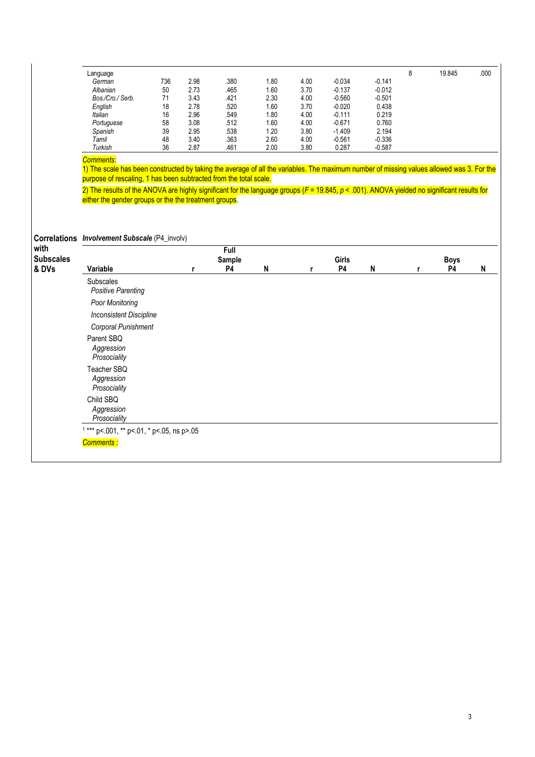| | | | | | | | | | | |
|---|---|---|---|---|---|---|---|---|---|---|
| Language | | | | | | | | 8 | 19.845 | .000 |
| *German* | 736 | 2.98 | .380 | 1.80 | 4.00 | -0.034 | -0.141 | | | |
| *Albanian* | 50 | 2.73 | .465 | 1.60 | 3.70 | -0.137 | -0.012 | | | |
| *Bos./Cro./ Serb.* | 71 | 3.43 | .421 | 2.30 | 4.00 | -0.560 | -0.501 | | | |
| *English* | 18 | 2.78 | .520 | 1.60 | 3.70 | -0.020 | 0.438 | | | |
| *Italian* | 16 | 2.96 | .549 | 1.80 | 4.00 | -0.111 | 0.219 | | | |
| *Portuguese* | 58 | 3.08 | .512 | 1.60 | 4.00 | -0.671 | 0.760 | | | |
| *Spanish* | 39 | 2.95 | .538 | 1.20 | 3.80 | -1.409 | 2.194 | | | |
| *Tamil* | 48 | 3.40 | .363 | 2.60 | 4.00 | -0.561 | -0.336 | | | |
| *Turkish* | 36 | 2.87 | .461 | 2.00 | 3.80 | 0.287 | -0.587 | | | |

*Comments:*

1) The scale has been constructed by taking the average of all the variables. The maximum number of missing values allowed was 3. For the purpose of rescaling, 1 has been subtracted from the total scale.

2) The results of the ANOVA are highly significant for the language groups ($F$ = 19.845, $p$ < .001). ANOVA yielded no significant results for either the gender groups or the the treatment groups.

**Correlations with Subscales & DVs** ***Involvement Subscale*** (P4_involv)

| Variable | r Full Sample P4 | N | r Girls P4 | N | r Boys P4 | N |
|---|---|---|---|---|---|---|
| Subscales | | | | | | |
| *Positive Parenting* | | | | | | |
| *Poor Monitoring* | | | | | | |
| *Inconsistent Discipline* | | | | | | |
| *Corporal Punishment* | | | | | | |
| Parent SBQ | | | | | | |
| *Aggression* | | | | | | |
| *Prosociality* | | | | | | |
| Teacher SBQ | | | | | | |
| *Aggression* | | | | | | |
| *Prosociality* | | | | | | |
| Child SBQ | | | | | | |
| *Aggression* | | | | | | |
| *Prosociality* | | | | | | |

[1] *** p<.001, ** p<.01, * p<.05, ns p>.05

*Comments :*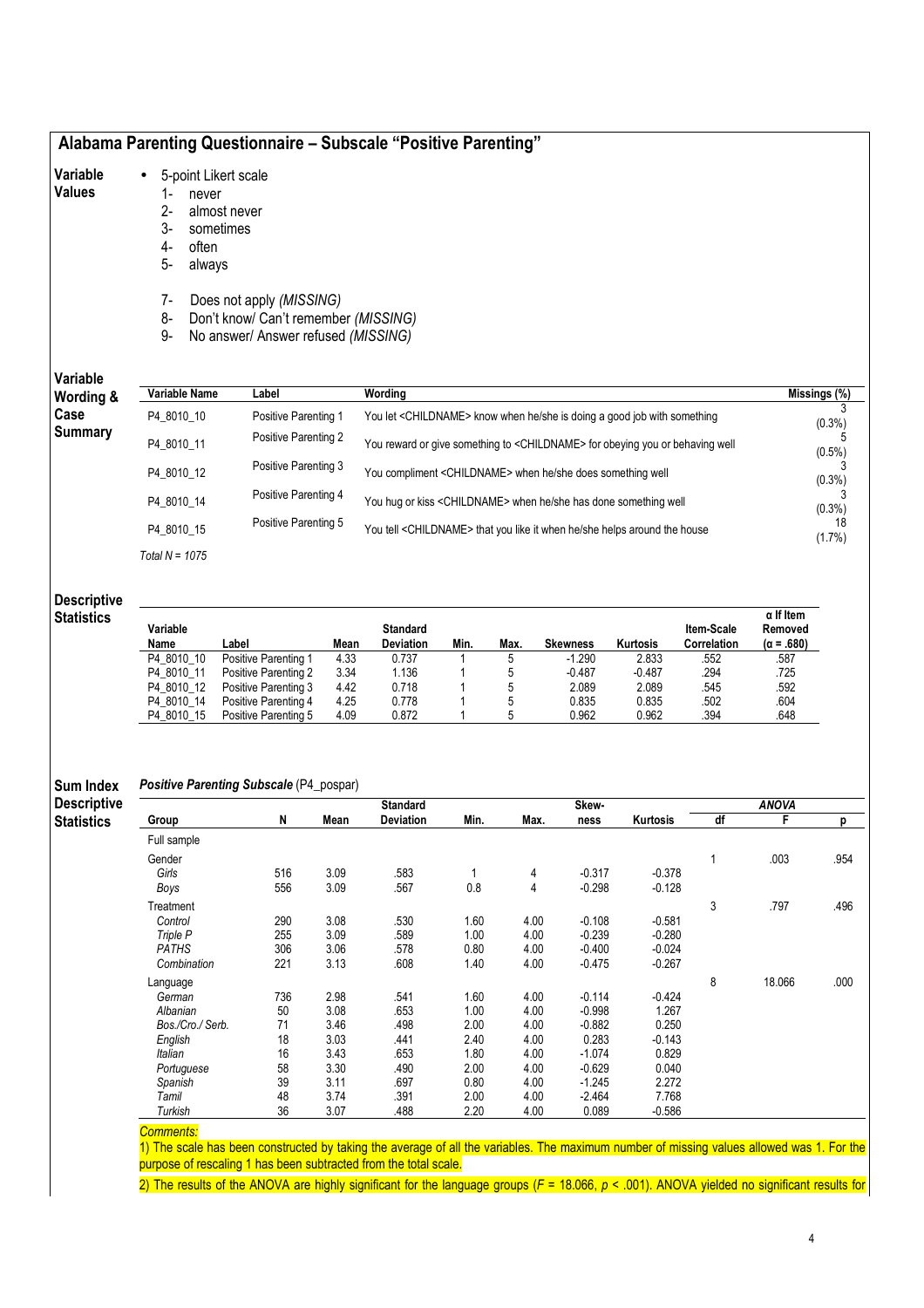## Alabama Parenting Questionnaire – Subscale "Positive Parenting"

**Variable Values**

- 5-point Likert scale
  1- never
  2- almost never
  3- sometimes
  4- often
  5- always

  7- Does not apply *(MISSING)*
  8- Don't know/ Can't remember *(MISSING)*
  9- No answer/ Answer refused *(MISSING)*

**Variable Wording & Case Summary**

| Variable Name | Label | Wording | Missings (%) |
|---|---|---|---|
| P4_8010_10 | Positive Parenting 1 | You let <CHILDNAME> know when he/she is doing a good job with something | 3 (0.3%) |
| P4_8010_11 | Positive Parenting 2 | You reward or give something to <CHILDNAME> for obeying you or behaving well | 5 (0.5%) |
| P4_8010_12 | Positive Parenting 3 | You compliment <CHILDNAME> when he/she does something well | 3 (0.3%) |
| P4_8010_14 | Positive Parenting 4 | You hug or kiss <CHILDNAME> when he/she has done something well | 3 (0.3%) |
| P4_8010_15 | Positive Parenting 5 | You tell <CHILDNAME> that you like it when he/she helps around the house | 18 (1.7%) |

*Total N = 1075*

**Descriptive Statistics**

| Variable Name | Label | Mean | Standard Deviation | Min. | Max. | Skewness | Kurtosis | Item-Scale Correlation | α If Item Removed (α = .680) |
|---|---|---|---|---|---|---|---|---|---|
| P4_8010_10 | Positive Parenting 1 | 4.33 | 0.737 | 1 | 5 | -1.290 | 2.833 | .552 | .587 |
| P4_8010_11 | Positive Parenting 2 | 3.34 | 1.136 | 1 | 5 | -0.487 | -0.487 | .294 | .725 |
| P4_8010_12 | Positive Parenting 3 | 4.42 | 0.718 | 1 | 5 | 2.089 | 2.089 | .545 | .592 |
| P4_8010_14 | Positive Parenting 4 | 4.25 | 0.778 | 1 | 5 | 0.835 | 0.835 | .502 | .604 |
| P4_8010_15 | Positive Parenting 5 | 4.09 | 0.872 | 1 | 5 | 0.962 | 0.962 | .394 | .648 |

**Sum Index Descriptive Statistics**

***Positive Parenting Subscale*** (P4_pospar)

| Group | N | Mean | Standard Deviation | Min. | Max. | Skew-ness | Kurtosis | ANOVA df | ANOVA F | ANOVA p |
|---|---|---|---|---|---|---|---|---|---|---|
| Full sample | | | | | | | | | | |
| Gender | | | | | | | | 1 | .003 | .954 |
| *Girls* | 516 | 3.09 | .583 | 1 | 4 | -0.317 | -0.378 | | | |
| *Boys* | 556 | 3.09 | .567 | 0.8 | 4 | -0.298 | -0.128 | | | |
| Treatment | | | | | | | | 3 | .797 | .496 |
| *Control* | 290 | 3.08 | .530 | 1.60 | 4.00 | -0.108 | -0.581 | | | |
| *Triple P* | 255 | 3.09 | .589 | 1.00 | 4.00 | -0.239 | -0.280 | | | |
| *PATHS* | 306 | 3.06 | .578 | 0.80 | 4.00 | -0.400 | -0.024 | | | |
| *Combination* | 221 | 3.13 | .608 | 1.40 | 4.00 | -0.475 | -0.267 | | | |
| Language | | | | | | | | 8 | 18.066 | .000 |
| *German* | 736 | 2.98 | .541 | 1.60 | 4.00 | -0.114 | -0.424 | | | |
| *Albanian* | 50 | 3.08 | .653 | 1.00 | 4.00 | -0.998 | 1.267 | | | |
| *Bos./Cro./ Serb.* | 71 | 3.46 | .498 | 2.00 | 4.00 | -0.882 | 0.250 | | | |
| *English* | 18 | 3.03 | .441 | 2.40 | 4.00 | 0.283 | -0.143 | | | |
| *Italian* | 16 | 3.43 | .653 | 1.80 | 4.00 | -1.074 | 0.829 | | | |
| *Portuguese* | 58 | 3.30 | .490 | 2.00 | 4.00 | -0.629 | 0.040 | | | |
| *Spanish* | 39 | 3.11 | .697 | 0.80 | 4.00 | -1.245 | 2.272 | | | |
| *Tamil* | 48 | 3.74 | .391 | 2.00 | 4.00 | -2.464 | 7.768 | | | |
| *Turkish* | 36 | 3.07 | .488 | 2.20 | 4.00 | 0.089 | -0.586 | | | |

*Comments:*

1) The scale has been constructed by taking the average of all the variables. The maximum number of missing values allowed was 1. For the purpose of rescaling 1 has been subtracted from the total scale.

2) The results of the ANOVA are highly significant for the language groups ($F$ = 18.066, $p$ < .001). ANOVA yielded no significant results for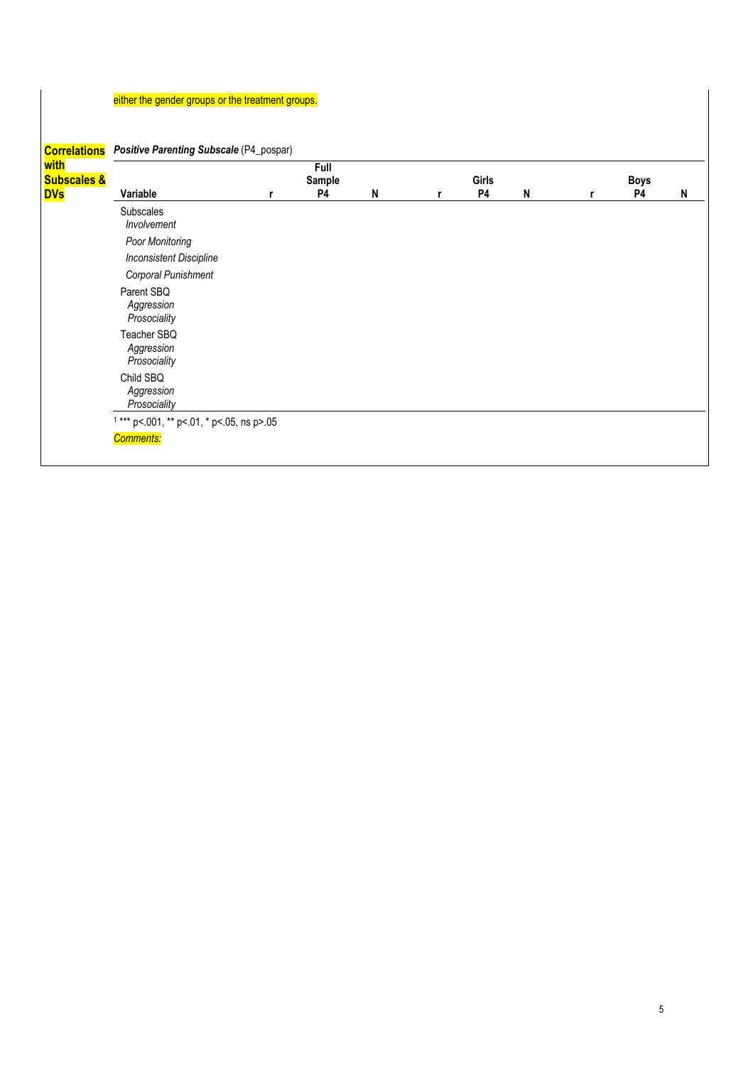either the gender groups or the treatment groups.

**Correlations with Subscales & DVs**

***Positive Parenting Subscale*** (P4_pospar)

| Variable | Full Sample r | Full Sample P4 | Full Sample N | Girls r | Girls P4 | Girls N | Boys r | Boys P4 | Boys N |
|---|---|---|---|---|---|---|---|---|---|
| Subscales | | | | | | | | | |
| *Involvement* | | | | | | | | | |
| *Poor Monitoring* | | | | | | | | | |
| *Inconsistent Discipline* | | | | | | | | | |
| *Corporal Punishment* | | | | | | | | | |
| Parent SBQ | | | | | | | | | |
| *Aggression* | | | | | | | | | |
| *Prosociality* | | | | | | | | | |
| Teacher SBQ | | | | | | | | | |
| *Aggression* | | | | | | | | | |
| *Prosociality* | | | | | | | | | |
| Child SBQ | | | | | | | | | |
| *Aggression* | | | | | | | | | |
| *Prosociality* | | | | | | | | | |

[1] *** p<.001, ** p<.01, * p<.05, ns p>.05

*Comments:*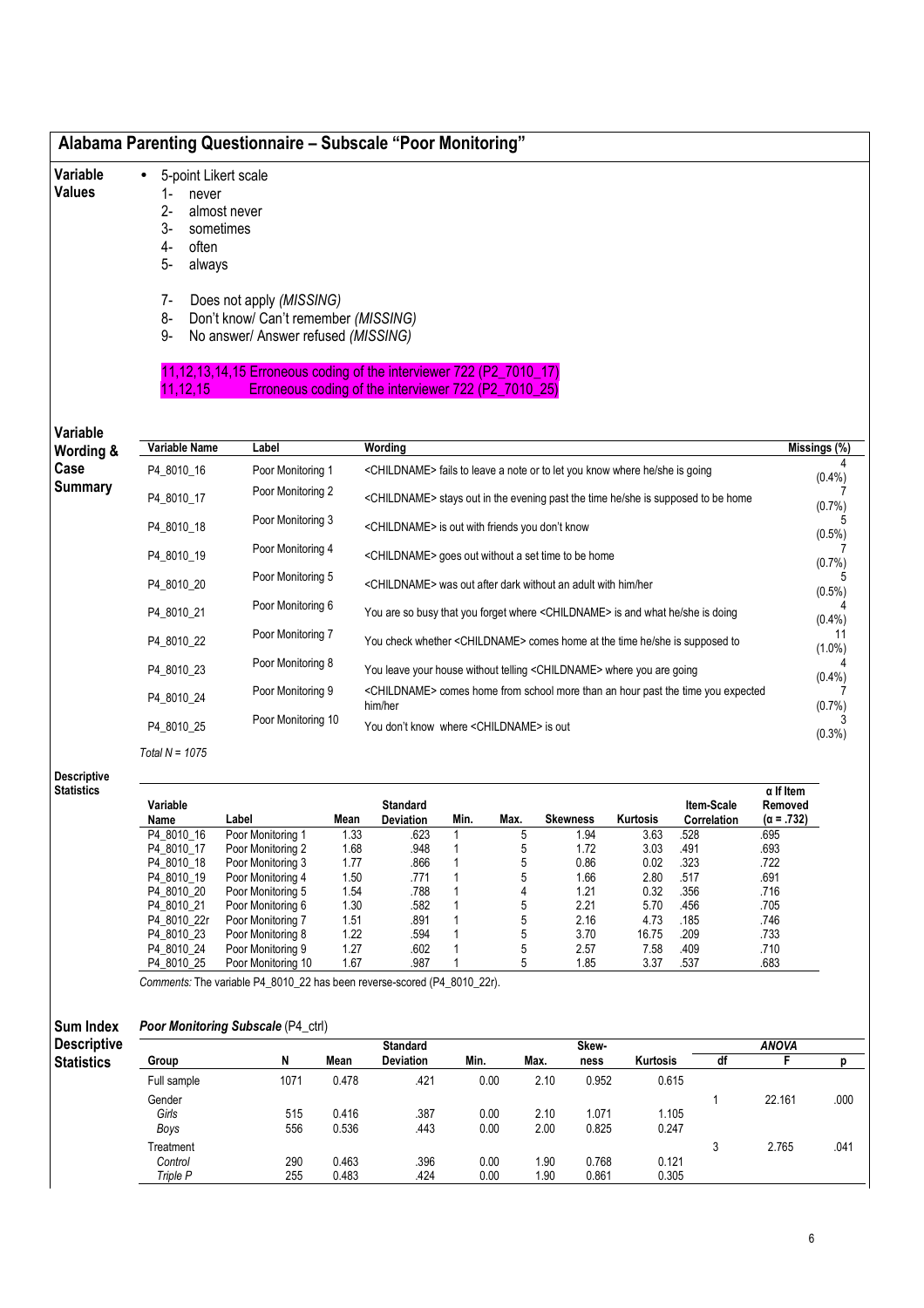## Alabama Parenting Questionnaire – Subscale "Poor Monitoring"

**Variable Values**

- 5-point Likert scale
  1- never
  2- almost never
  3- sometimes
  4- often
  5- always

  7- Does not apply *(MISSING)*
  8- Don't know/ Can't remember *(MISSING)*
  9- No answer/ Answer refused *(MISSING)*

  11,12,13,14,15 Erroneous coding of the interviewer 722 (P2_7010_17)
  11,12,15 Erroneous coding of the interviewer 722 (P2_7010_25)

**Variable Wording & Case Summary**

| Variable Name | Label | Wording | Missings (%) |
|---|---|---|---|
| P4_8010_16 | Poor Monitoring 1 | <CHILDNAME> fails to leave a note or to let you know where he/she is going | 4 (0.4%) |
| P4_8010_17 | Poor Monitoring 2 | <CHILDNAME> stays out in the evening past the time he/she is supposed to be home | 7 (0.7%) |
| P4_8010_18 | Poor Monitoring 3 | <CHILDNAME> is out with friends you don't know | 5 (0.5%) |
| P4_8010_19 | Poor Monitoring 4 | <CHILDNAME> goes out without a set time to be home | 7 (0.7%) |
| P4_8010_20 | Poor Monitoring 5 | <CHILDNAME> was out after dark without an adult with him/her | 5 (0.5%) |
| P4_8010_21 | Poor Monitoring 6 | You are so busy that you forget where <CHILDNAME> is and what he/she is doing | 4 (0.4%) |
| P4_8010_22 | Poor Monitoring 7 | You check whether <CHILDNAME> comes home at the time he/she is supposed to | 11 (1.0%) |
| P4_8010_23 | Poor Monitoring 8 | You leave your house without telling <CHILDNAME> where you are going | 4 (0.4%) |
| P4_8010_24 | Poor Monitoring 9 | <CHILDNAME> comes home from school more than an hour past the time you expected him/her | 7 (0.7%) |
| P4_8010_25 | Poor Monitoring 10 | You don't know where <CHILDNAME> is out | 3 (0.3%) |

*Total N = 1075*

**Descriptive Statistics**

| Variable Name | Label | Mean | Standard Deviation | Min. | Max. | Skewness | Kurtosis | Item-Scale Correlation | α If Item Removed (α = .732) |
|---|---|---|---|---|---|---|---|---|---|
| P4_8010_16 | Poor Monitoring 1 | 1.33 | .623 | 1 | 5 | 1.94 | 3.63 | .528 | .695 |
| P4_8010_17 | Poor Monitoring 2 | 1.68 | .948 | 1 | 5 | 1.72 | 3.03 | .491 | .693 |
| P4_8010_18 | Poor Monitoring 3 | 1.77 | .866 | 1 | 5 | 0.86 | 0.02 | .323 | .722 |
| P4_8010_19 | Poor Monitoring 4 | 1.50 | .771 | 1 | 5 | 1.66 | 2.80 | .517 | .691 |
| P4_8010_20 | Poor Monitoring 5 | 1.54 | .788 | 1 | 4 | 1.21 | 0.32 | .356 | .716 |
| P4_8010_21 | Poor Monitoring 6 | 1.30 | .582 | 1 | 5 | 2.21 | 5.70 | .456 | .705 |
| P4_8010_22r | Poor Monitoring 7 | 1.51 | .891 | 1 | 5 | 2.16 | 4.73 | .185 | .746 |
| P4_8010_23 | Poor Monitoring 8 | 1.22 | .594 | 1 | 5 | 3.70 | 16.75 | .209 | .733 |
| P4_8010_24 | Poor Monitoring 9 | 1.27 | .602 | 1 | 5 | 2.57 | 7.58 | .409 | .710 |
| P4_8010_25 | Poor Monitoring 10 | 1.67 | .987 | 1 | 5 | 1.85 | 3.37 | .537 | .683 |

*Comments:* The variable P4_8010_22 has been reverse-scored (P4_8010_22r).

**Sum Index Descriptive Statistics**

***Poor Monitoring Subscale*** (P4_ctrl)

| Group | N | Mean | Standard Deviation | Min. | Max. | Skew-ness | Kurtosis | ANOVA df | ANOVA F | ANOVA p |
|---|---|---|---|---|---|---|---|---|---|---|
| Full sample | 1071 | 0.478 | .421 | 0.00 | 2.10 | 0.952 | 0.615 | | | |
| Gender | | | | | | | | 1 | 22.161 | .000 |
| *Girls* | 515 | 0.416 | .387 | 0.00 | 2.10 | 1.071 | 1.105 | | | |
| *Boys* | 556 | 0.536 | .443 | 0.00 | 2.00 | 0.825 | 0.247 | | | |
| Treatment | | | | | | | | 3 | 2.765 | .041 |
| *Control* | 290 | 0.463 | .396 | 0.00 | 1.90 | 0.768 | 0.121 | | | |
| *Triple P* | 255 | 0.483 | .424 | 0.00 | 1.90 | 0.861 | 0.305 | | | |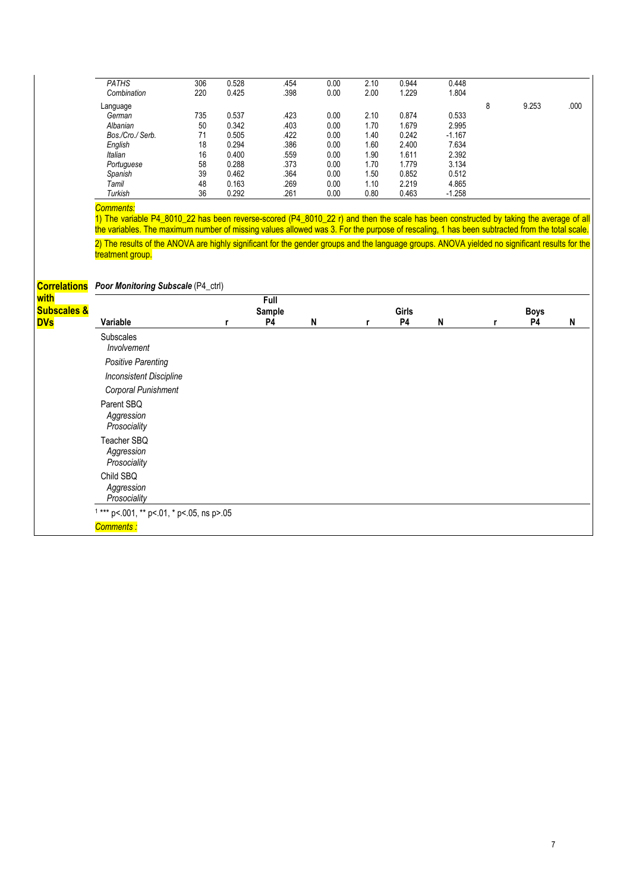| | | | | | | | | | | |
|---|---|---|---|---|---|---|---|---|---|---|
| *PATHS* | 306 | 0.528 | .454 | 0.00 | 2.10 | 0.944 | 0.448 | | | |
| *Combination* | 220 | 0.425 | .398 | 0.00 | 2.00 | 1.229 | 1.804 | | | |
| Language | | | | | | | | 8 | 9.253 | .000 |
| *German* | 735 | 0.537 | .423 | 0.00 | 2.10 | 0.874 | 0.533 | | | |
| *Albanian* | 50 | 0.342 | .403 | 0.00 | 1.70 | 1.679 | 2.995 | | | |
| *Bos./Cro./ Serb.* | 71 | 0.505 | .422 | 0.00 | 1.40 | 0.242 | -1.167 | | | |
| *English* | 18 | 0.294 | .386 | 0.00 | 1.60 | 2.400 | 7.634 | | | |
| *Italian* | 16 | 0.400 | .559 | 0.00 | 1.90 | 1.611 | 2.392 | | | |
| *Portuguese* | 58 | 0.288 | .373 | 0.00 | 1.70 | 1.779 | 3.134 | | | |
| *Spanish* | 39 | 0.462 | .364 | 0.00 | 1.50 | 0.852 | 0.512 | | | |
| *Tamil* | 48 | 0.163 | .269 | 0.00 | 1.10 | 2.219 | 4.865 | | | |
| *Turkish* | 36 | 0.292 | .261 | 0.00 | 0.80 | 0.463 | -1.258 | | | |

*Comments:*

1) The variable P4_8010_22 has been reverse-scored (P4_8010_22 r) and then the scale has been constructed by taking the average of all the variables. The maximum number of missing values allowed was 3. For the purpose of rescaling, 1 has been subtracted from the total scale.

2) The results of the ANOVA are highly significant for the gender groups and the language groups. ANOVA yielded no significant results for the treatment group.

**Correlations with Subscales & DVs**

***Poor Monitoring Subscale*** (P4_ctrl)

| Variable | Full Sample r | Full Sample P4 | Full Sample N | Girls r | Girls P4 | Girls N | Boys r | Boys P4 | Boys N |
|---|---|---|---|---|---|---|---|---|---|
| Subscales | | | | | | | | | |
| *Involvement* | | | | | | | | | |
| *Positive Parenting* | | | | | | | | | |
| *Inconsistent Discipline* | | | | | | | | | |
| *Corporal Punishment* | | | | | | | | | |
| Parent SBQ | | | | | | | | | |
| *Aggression* | | | | | | | | | |
| *Prosociality* | | | | | | | | | |
| Teacher SBQ | | | | | | | | | |
| *Aggression* | | | | | | | | | |
| *Prosociality* | | | | | | | | | |
| Child SBQ | | | | | | | | | |
| *Aggression* | | | | | | | | | |
| *Prosociality* | | | | | | | | | |

[1] *** p<.001, ** p<.01, * p<.05, ns p>.05

*Comments :*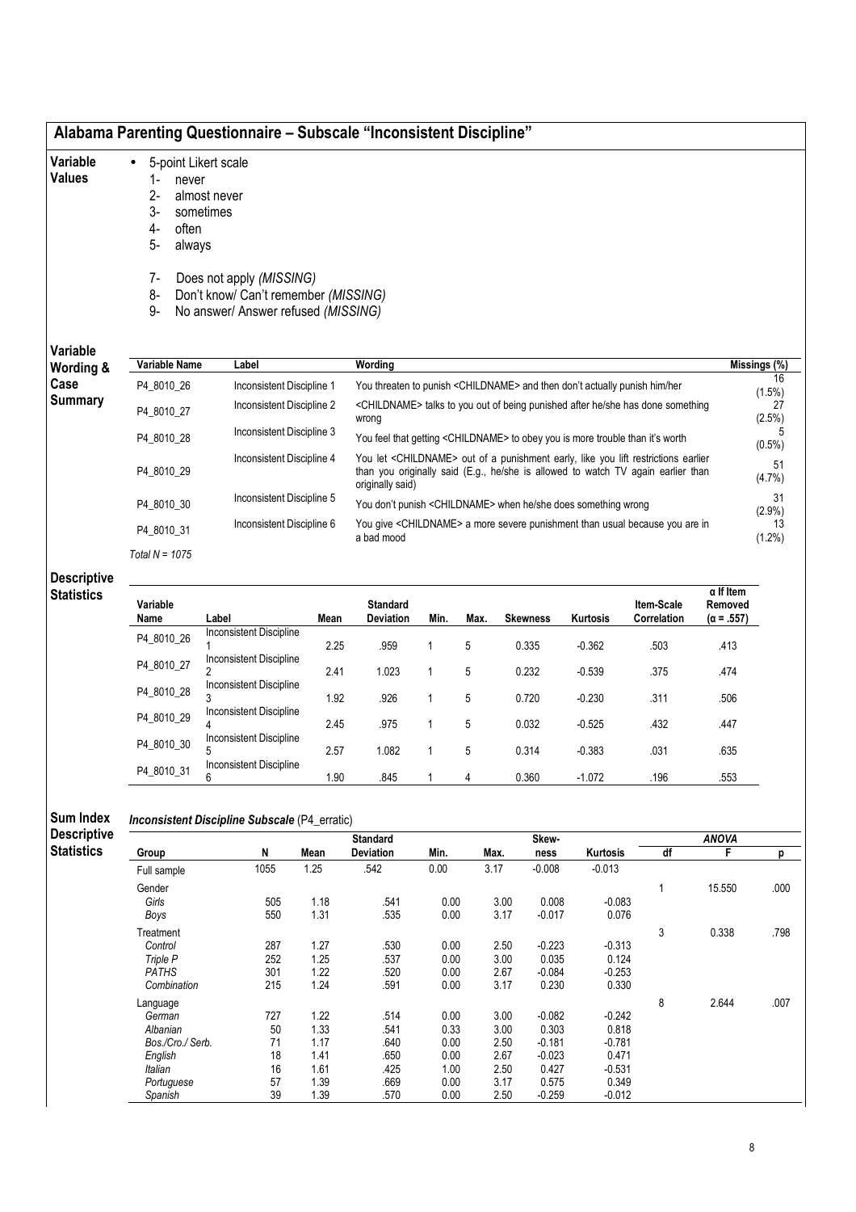## Alabama Parenting Questionnaire – Subscale "Inconsistent Discipline"

**Variable Values**

- 5-point Likert scale
  1- never
  2- almost never
  3- sometimes
  4- often
  5- always

  7- Does not apply *(MISSING)*
  8- Don't know/ Can't remember *(MISSING)*
  9- No answer/ Answer refused *(MISSING)*

**Variable Wording & Case Summary**

| Variable Name | Label | Wording | Missings (%) |
|---|---|---|---|
| P4_8010_26 | Inconsistent Discipline 1 | You threaten to punish <CHILDNAME> and then don't actually punish him/her | 16 (1.5%) |
| P4_8010_27 | Inconsistent Discipline 2 | <CHILDNAME> talks to you out of being punished after he/she has done something wrong | 27 (2.5%) |
| P4_8010_28 | Inconsistent Discipline 3 | You feel that getting <CHILDNAME> to obey you is more trouble than it's worth | 5 (0.5%) |
| P4_8010_29 | Inconsistent Discipline 4 | You let <CHILDNAME> out of a punishment early, like you lift restrictions earlier than you originally said (E.g., he/she is allowed to watch TV again earlier than originally said) | 51 (4.7%) |
| P4_8010_30 | Inconsistent Discipline 5 | You don't punish <CHILDNAME> when he/she does something wrong | 31 (2.9%) |
| P4_8010_31 | Inconsistent Discipline 6 | You give <CHILDNAME> a more severe punishment than usual because you are in a bad mood | 13 (1.2%) |

*Total N = 1075*

**Descriptive Statistics**

| Variable Name | Label | Mean | Standard Deviation | Min. | Max. | Skewness | Kurtosis | Item-Scale Correlation | α If Item Removed (α = .557) |
|---|---|---|---|---|---|---|---|---|---|
| P4_8010_26 | Inconsistent Discipline 1 | 2.25 | .959 | 1 | 5 | 0.335 | -0.362 | .503 | .413 |
| P4_8010_27 | Inconsistent Discipline 2 | 2.41 | 1.023 | 1 | 5 | 0.232 | -0.539 | .375 | .474 |
| P4_8010_28 | Inconsistent Discipline 3 | 1.92 | .926 | 1 | 5 | 0.720 | -0.230 | .311 | .506 |
| P4_8010_29 | Inconsistent Discipline 4 | 2.45 | .975 | 1 | 5 | 0.032 | -0.525 | .432 | .447 |
| P4_8010_30 | Inconsistent Discipline 5 | 2.57 | 1.082 | 1 | 5 | 0.314 | -0.383 | .031 | .635 |
| P4_8010_31 | Inconsistent Discipline 6 | 1.90 | .845 | 1 | 4 | 0.360 | -1.072 | .196 | .553 |

**Sum Index Descriptive Statistics**

***Inconsistent Discipline Subscale*** (P4_erratic)

| Group | N | Mean | Standard Deviation | Min. | Max. | Skew-ness | Kurtosis | ANOVA df | F | p |
|---|---|---|---|---|---|---|---|---|---|---|
| Full sample | 1055 | 1.25 | .542 | 0.00 | 3.17 | -0.008 | -0.013 | | | |
| Gender | | | | | | | | 1 | 15.550 | .000 |
| *Girls* | 505 | 1.18 | .541 | 0.00 | 3.00 | 0.008 | -0.083 | | | |
| *Boys* | 550 | 1.31 | .535 | 0.00 | 3.17 | -0.017 | 0.076 | | | |
| Treatment | | | | | | | | 3 | 0.338 | .798 |
| *Control* | 287 | 1.27 | .530 | 0.00 | 2.50 | -0.223 | -0.313 | | | |
| *Triple P* | 252 | 1.25 | .537 | 0.00 | 3.00 | 0.035 | 0.124 | | | |
| *PATHS* | 301 | 1.22 | .520 | 0.00 | 2.67 | -0.084 | -0.253 | | | |
| *Combination* | 215 | 1.24 | .591 | 0.00 | 3.17 | 0.230 | 0.330 | | | |
| Language | | | | | | | | 8 | 2.644 | .007 |
| *German* | 727 | 1.22 | .514 | 0.00 | 3.00 | -0.082 | -0.242 | | | |
| *Albanian* | 50 | 1.33 | .541 | 0.33 | 3.00 | 0.303 | 0.818 | | | |
| *Bos./Cro./ Serb.* | 71 | 1.17 | .640 | 0.00 | 2.50 | -0.181 | -0.781 | | | |
| *English* | 18 | 1.41 | .650 | 0.00 | 2.67 | -0.023 | 0.471 | | | |
| *Italian* | 16 | 1.61 | .425 | 1.00 | 2.50 | 0.427 | -0.531 | | | |
| *Portuguese* | 57 | 1.39 | .669 | 0.00 | 3.17 | 0.575 | 0.349 | | | |
| *Spanish* | 39 | 1.39 | .570 | 0.00 | 2.50 | -0.259 | -0.012 | | | |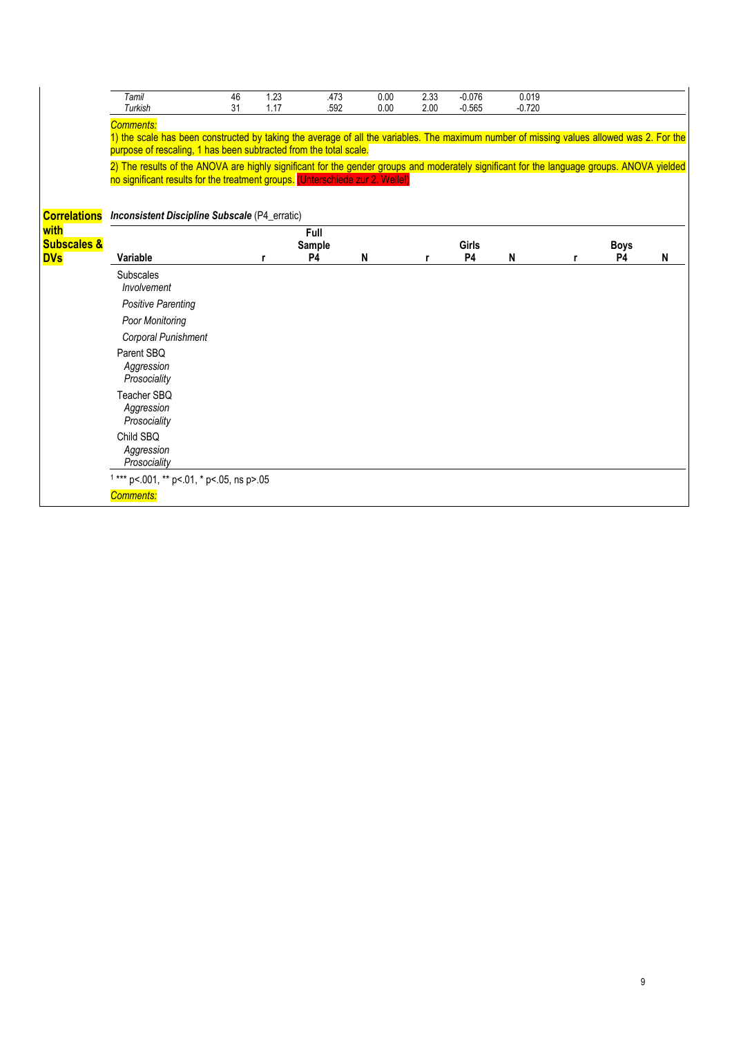| | | | | | | | |
|---|---|---|---|---|---|---|---|
| *Tamil* | 46 | 1.23 | .473 | 0.00 | 2.33 | -0.076 | 0.019 |
| *Turkish* | 31 | 1.17 | .592 | 0.00 | 2.00 | -0.565 | -0.720 |

*Comments:*

1) the scale has been constructed by taking the average of all the variables. The maximum number of missing values allowed was 2. For the purpose of rescaling, 1 has been subtracted from the total scale.

2) The results of the ANOVA are highly significant for the gender groups and moderately significant for the language groups. ANOVA yielded no significant results for the treatment groups. (Unterschiede zur 2. Welle!)

**Correlations with Subscales & DVs**

***Inconsistent Discipline Subscale*** (P4_erratic)

| | Full Sample | | | Girls | | | Boys | |
|---|---|---|---|---|---|---|---|---|
| **Variable** | **r** | **P4** | **N** | **r** | **P4** | **N** | **r** | **P4** | **N** |
| Subscales | | | | | | | | | |
| *Involvement* | | | | | | | | | |
| *Positive Parenting* | | | | | | | | | |
| *Poor Monitoring* | | | | | | | | | |
| *Corporal Punishment* | | | | | | | | | |
| Parent SBQ | | | | | | | | | |
| *Aggression* | | | | | | | | | |
| *Prosociality* | | | | | | | | | |
| Teacher SBQ | | | | | | | | | |
| *Aggression* | | | | | | | | | |
| *Prosociality* | | | | | | | | | |
| Child SBQ | | | | | | | | | |
| *Aggression* | | | | | | | | | |
| *Prosociality* | | | | | | | | | |

[1] *** p<.001, ** p<.01, * p<.05, ns p>.05

*Comments:*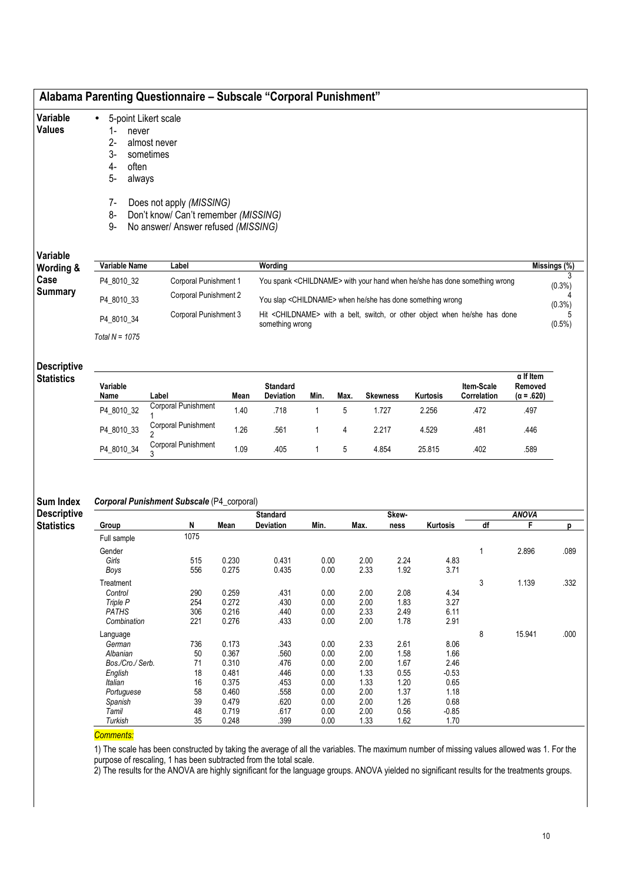## Alabama Parenting Questionnaire – Subscale "Corporal Punishment"

**Variable Values**

- 5-point Likert scale
  1- never
  2- almost never
  3- sometimes
  4- often
  5- always

  7- Does not apply *(MISSING)*
  8- Don't know/ Can't remember *(MISSING)*
  9- No answer/ Answer refused *(MISSING)*

**Variable Wording & Case Summary**

| Variable Name | Label | Wording | Missings (%) |
|---|---|---|---|
| P4_8010_32 | Corporal Punishment 1 | You spank <CHILDNAME> with your hand when he/she has done something wrong | 3 (0.3%) |
| P4_8010_33 | Corporal Punishment 2 | You slap <CHILDNAME> when he/she has done something wrong | 4 (0.3%) |
| P4_8010_34 | Corporal Punishment 3 | Hit <CHILDNAME> with a belt, switch, or other object when he/she has done something wrong | 5 (0.5%) |

*Total N = 1075*

**Descriptive Statistics**

| Variable Name | Label | Mean | Standard Deviation | Min. | Max. | Skewness | Kurtosis | Item-Scale Correlation | α If Item Removed (α = .620) |
|---|---|---|---|---|---|---|---|---|---|
| P4_8010_32 | Corporal Punishment 1 | 1.40 | .718 | 1 | 5 | 1.727 | 2.256 | .472 | .497 |
| P4_8010_33 | Corporal Punishment 2 | 1.26 | .561 | 1 | 4 | 2.217 | 4.529 | .481 | .446 |
| P4_8010_34 | Corporal Punishment 3 | 1.09 | .405 | 1 | 5 | 4.854 | 25.815 | .402 | .589 |

**Sum Index Descriptive Statistics**

***Corporal Punishment Subscale*** (P4_corporal)

| Group | N | Mean | Standard Deviation | Min. | Max. | Skewness | Kurtosis | ANOVA df | F | p |
|---|---|---|---|---|---|---|---|---|---|---|
| Full sample | 1075 | | | | | | | | | |
| Gender | | | | | | | | 1 | 2.896 | .089 |
| *Girls* | 515 | 0.230 | 0.431 | 0.00 | 2.00 | 2.24 | 4.83 | | | |
| *Boys* | 556 | 0.275 | 0.435 | 0.00 | 2.33 | 1.92 | 3.71 | | | |
| Treatment | | | | | | | | 3 | 1.139 | .332 |
| *Control* | 290 | 0.259 | .431 | 0.00 | 2.00 | 2.08 | 4.34 | | | |
| *Triple P* | 254 | 0.272 | .430 | 0.00 | 2.00 | 1.83 | 3.27 | | | |
| *PATHS* | 306 | 0.216 | .440 | 0.00 | 2.33 | 2.49 | 6.11 | | | |
| *Combination* | 221 | 0.276 | .433 | 0.00 | 2.00 | 1.78 | 2.91 | | | |
| Language | | | | | | | | 8 | 15.941 | .000 |
| *German* | 736 | 0.173 | .343 | 0.00 | 2.33 | 2.61 | 8.06 | | | |
| *Albanian* | 50 | 0.367 | .560 | 0.00 | 2.00 | 1.58 | 1.66 | | | |
| *Bos./Cro./ Serb.* | 71 | 0.310 | .476 | 0.00 | 2.00 | 1.67 | 2.46 | | | |
| *English* | 18 | 0.481 | .446 | 0.00 | 1.33 | 0.55 | -0.53 | | | |
| *Italian* | 16 | 0.375 | .453 | 0.00 | 1.33 | 1.20 | 0.65 | | | |
| *Portuguese* | 58 | 0.460 | .558 | 0.00 | 2.00 | 1.37 | 1.18 | | | |
| *Spanish* | 39 | 0.479 | .620 | 0.00 | 2.00 | 1.26 | 0.68 | | | |
| *Tamil* | 48 | 0.719 | .617 | 0.00 | 2.00 | 0.56 | -0.85 | | | |
| *Turkish* | 35 | 0.248 | .399 | 0.00 | 1.33 | 1.62 | 1.70 | | | |

*Comments:*

1) The scale has been constructed by taking the average of all the variables. The maximum number of missing values allowed was 1. For the purpose of rescaling, 1 has been subtracted from the total scale.

2) The results for the ANOVA are highly significant for the language groups. ANOVA yielded no significant results for the treatments groups.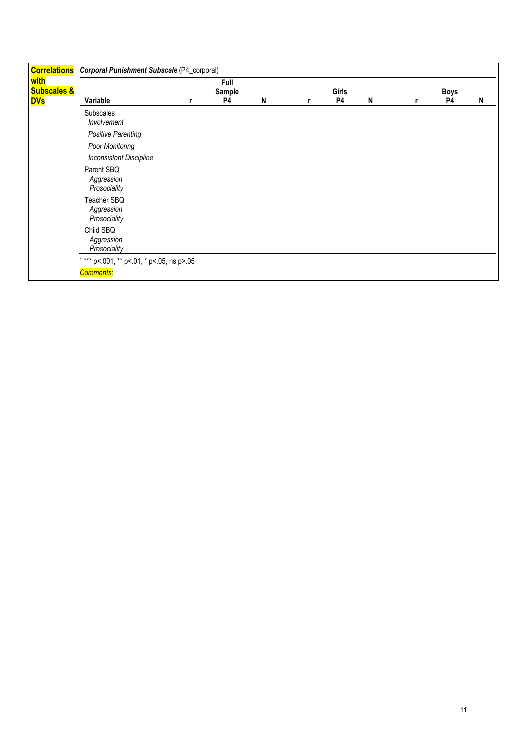| Correlations with Subscales & DVs | Corporal Punishment Subscale (P4_corporal) | | | | | | | | | |
|---|---|---|---|---|---|---|---|---|---|---|
| | | | Full Sample | | | Girls | | | Boys | |
| | Variable | r | P4 | N | r | P4 | N | r | P4 | N |
| | Subscales | | | | | | | | | |
| | *Involvement* | | | | | | | | | |
| | *Positive Parenting* | | | | | | | | | |
| | *Poor Monitoring* | | | | | | | | | |
| | *Inconsistent Discipline* | | | | | | | | | |
| | Parent SBQ | | | | | | | | | |
| | *Aggression* | | | | | | | | | |
| | *Prosociality* | | | | | | | | | |
| | Teacher SBQ | | | | | | | | | |
| | *Aggression* | | | | | | | | | |
| | *Prosociality* | | | | | | | | | |
| | Child SBQ | | | | | | | | | |
| | *Aggression* | | | | | | | | | |
| | *Prosociality* | | | | | | | | | |

[1] *** p<.001, ** p<.01, * p<.05, ns p>.05

*Comments:*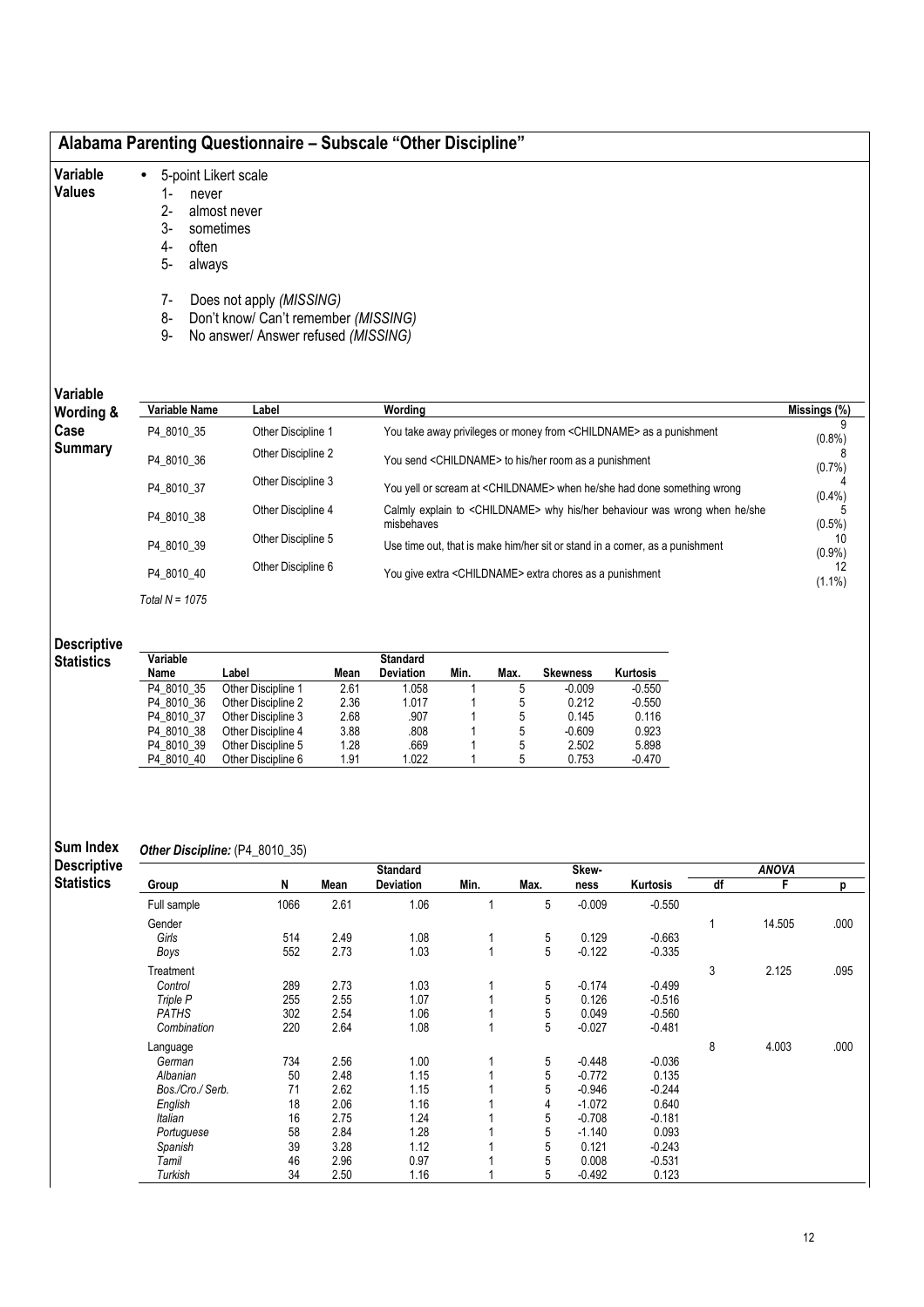## Alabama Parenting Questionnaire – Subscale "Other Discipline"

**Variable Values**

- 5-point Likert scale
  1- never
  2- almost never
  3- sometimes
  4- often
  5- always

  7- Does not apply *(MISSING)*
  8- Don't know/ Can't remember *(MISSING)*
  9- No answer/ Answer refused *(MISSING)*

**Variable Wording & Case Summary**

| Variable Name | Label | Wording | Missings (%) |
|---|---|---|---|
| P4_8010_35 | Other Discipline 1 | You take away privileges or money from <CHILDNAME> as a punishment | 9 (0.8%) |
| P4_8010_36 | Other Discipline 2 | You send <CHILDNAME> to his/her room as a punishment | 8 (0.7%) |
| P4_8010_37 | Other Discipline 3 | You yell or scream at <CHILDNAME> when he/she had done something wrong | 4 (0.4%) |
| P4_8010_38 | Other Discipline 4 | Calmly explain to <CHILDNAME> why his/her behaviour was wrong when he/she misbehaves | 5 (0.5%) |
| P4_8010_39 | Other Discipline 5 | Use time out, that is make him/her sit or stand in a corner, as a punishment | 10 (0.9%) |
| P4_8010_40 | Other Discipline 6 | You give extra <CHILDNAME> extra chores as a punishment | 12 (1.1%) |

*Total N = 1075*

**Descriptive Statistics**

| Variable Name | Label | Mean | Standard Deviation | Min. | Max. | Skewness | Kurtosis |
|---|---|---|---|---|---|---|---|
| P4_8010_35 | Other Discipline 1 | 2.61 | 1.058 | 1 | 5 | -0.009 | -0.550 |
| P4_8010_36 | Other Discipline 2 | 2.36 | 1.017 | 1 | 5 | 0.212 | -0.550 |
| P4_8010_37 | Other Discipline 3 | 2.68 | .907 | 1 | 5 | 0.145 | 0.116 |
| P4_8010_38 | Other Discipline 4 | 3.88 | .808 | 1 | 5 | -0.609 | 0.923 |
| P4_8010_39 | Other Discipline 5 | 1.28 | .669 | 1 | 5 | 2.502 | 5.898 |
| P4_8010_40 | Other Discipline 6 | 1.91 | 1.022 | 1 | 5 | 0.753 | -0.470 |

**Sum Index Descriptive Statistics**

***Other Discipline:*** (P4_8010_35)

| Group | N | Mean | Standard Deviation | Min. | Max. | Skewness | Kurtosis | ANOVA df | F | p |
|---|---|---|---|---|---|---|---|---|---|---|
| Full sample | 1066 | 2.61 | 1.06 | 1 | 5 | -0.009 | -0.550 | | | |
| Gender | | | | | | | | 1 | 14.505 | .000 |
| *Girls* | 514 | 2.49 | 1.08 | 1 | 5 | 0.129 | -0.663 | | | |
| *Boys* | 552 | 2.73 | 1.03 | 1 | 5 | -0.122 | -0.335 | | | |
| Treatment | | | | | | | | 3 | 2.125 | .095 |
| *Control* | 289 | 2.73 | 1.03 | 1 | 5 | -0.174 | -0.499 | | | |
| *Triple P* | 255 | 2.55 | 1.07 | 1 | 5 | 0.126 | -0.516 | | | |
| *PATHS* | 302 | 2.54 | 1.06 | 1 | 5 | 0.049 | -0.560 | | | |
| *Combination* | 220 | 2.64 | 1.08 | 1 | 5 | -0.027 | -0.481 | | | |
| Language | | | | | | | | 8 | 4.003 | .000 |
| *German* | 734 | 2.56 | 1.00 | 1 | 5 | -0.448 | -0.036 | | | |
| *Albanian* | 50 | 2.48 | 1.15 | 1 | 5 | -0.772 | 0.135 | | | |
| *Bos./Cro./ Serb.* | 71 | 2.62 | 1.15 | 1 | 5 | -0.946 | -0.244 | | | |
| *English* | 18 | 2.06 | 1.16 | 1 | 4 | -1.072 | 0.640 | | | |
| *Italian* | 16 | 2.75 | 1.24 | 1 | 5 | -0.708 | -0.181 | | | |
| *Portuguese* | 58 | 2.84 | 1.28 | 1 | 5 | -1.140 | 0.093 | | | |
| *Spanish* | 39 | 3.28 | 1.12 | 1 | 5 | 0.121 | -0.243 | | | |
| *Tamil* | 46 | 2.96 | 0.97 | 1 | 5 | 0.008 | -0.531 | | | |
| *Turkish* | 34 | 2.50 | 1.16 | 1 | 5 | -0.492 | 0.123 | | | |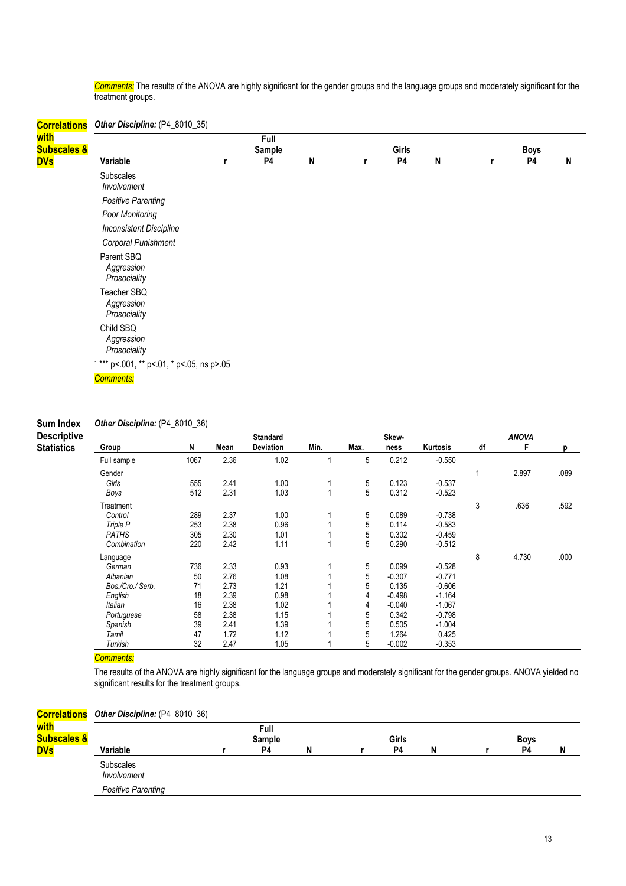*Comments:* The results of the ANOVA are highly significant for the gender groups and the language groups and moderately significant for the treatment groups.

**Correlations with Subscales & DVs**

***Other Discipline:*** **(P4_8010_35)**

| Variable | r | Full Sample P4 | N | r | Girls P4 | N | r | Boys P4 | N |
|---|---|---|---|---|---|---|---|---|---|
| Subscales | | | | | | | | | |
| *Involvement* | | | | | | | | | |
| *Positive Parenting* | | | | | | | | | |
| *Poor Monitoring* | | | | | | | | | |
| *Inconsistent Discipline* | | | | | | | | | |
| *Corporal Punishment* | | | | | | | | | |
| Parent SBQ | | | | | | | | | |
| *Aggression* | | | | | | | | | |
| *Prosociality* | | | | | | | | | |
| Teacher SBQ | | | | | | | | | |
| *Aggression* | | | | | | | | | |
| *Prosociality* | | | | | | | | | |
| Child SBQ | | | | | | | | | |
| *Aggression* | | | | | | | | | |
| *Prosociality* | | | | | | | | | |

[1] *** p<.001, ** p<.01, * p<.05, ns p>.05

*Comments:*

**Sum Index Descriptive Statistics**

***Other Discipline:*** **(P4_8010_36)**

| Group | N | Mean | Standard Deviation | Min. | Max. | Skew-ness | Kurtosis | ANOVA df | F | p |
|---|---|---|---|---|---|---|---|---|---|---|
| Full sample | 1067 | 2.36 | 1.02 | 1 | 5 | 0.212 | -0.550 | | | |
| Gender | | | | | | | | 1 | 2.897 | .089 |
| *Girls* | 555 | 2.41 | 1.00 | 1 | 5 | 0.123 | -0.537 | | | |
| *Boys* | 512 | 2.31 | 1.03 | 1 | 5 | 0.312 | -0.523 | | | |
| Treatment | | | | | | | | 3 | .636 | .592 |
| *Control* | 289 | 2.37 | 1.00 | 1 | 5 | 0.089 | -0.738 | | | |
| *Triple P* | 253 | 2.38 | 0.96 | 1 | 5 | 0.114 | -0.583 | | | |
| *PATHS* | 305 | 2.30 | 1.01 | 1 | 5 | 0.302 | -0.459 | | | |
| *Combination* | 220 | 2.42 | 1.11 | 1 | 5 | 0.290 | -0.512 | | | |
| Language | | | | | | | | 8 | 4.730 | .000 |
| *German* | 736 | 2.33 | 0.93 | 1 | 5 | 0.099 | -0.528 | | | |
| *Albanian* | 50 | 2.76 | 1.08 | 1 | 5 | -0.307 | -0.771 | | | |
| *Bos./Cro./ Serb.* | 71 | 2.73 | 1.21 | 1 | 5 | 0.135 | -0.606 | | | |
| *English* | 18 | 2.39 | 0.98 | 1 | 4 | -0.498 | -1.164 | | | |
| *Italian* | 16 | 2.38 | 1.02 | 1 | 4 | -0.040 | -1.067 | | | |
| *Portuguese* | 58 | 2.38 | 1.15 | 1 | 5 | 0.342 | -0.798 | | | |
| *Spanish* | 39 | 2.41 | 1.39 | 1 | 5 | 0.505 | -1.004 | | | |
| *Tamil* | 47 | 1.72 | 1.12 | 1 | 5 | 1.264 | 0.425 | | | |
| *Turkish* | 32 | 2.47 | 1.05 | 1 | 5 | -0.002 | -0.353 | | | |

*Comments:*

The results of the ANOVA are highly significant for the language groups and moderately significant for the gender groups. ANOVA yielded no significant results for the treatment groups.

**Correlations with Subscales & DVs**

***Other Discipline:*** **(P4_8010_36)**

| Variable | r | Full Sample P4 | N | r | Girls P4 | N | r | Boys P4 | N |
|---|---|---|---|---|---|---|---|---|---|
| Subscales | | | | | | | | | |
| *Involvement* | | | | | | | | | |
| *Positive Parenting* | | | | | | | | | |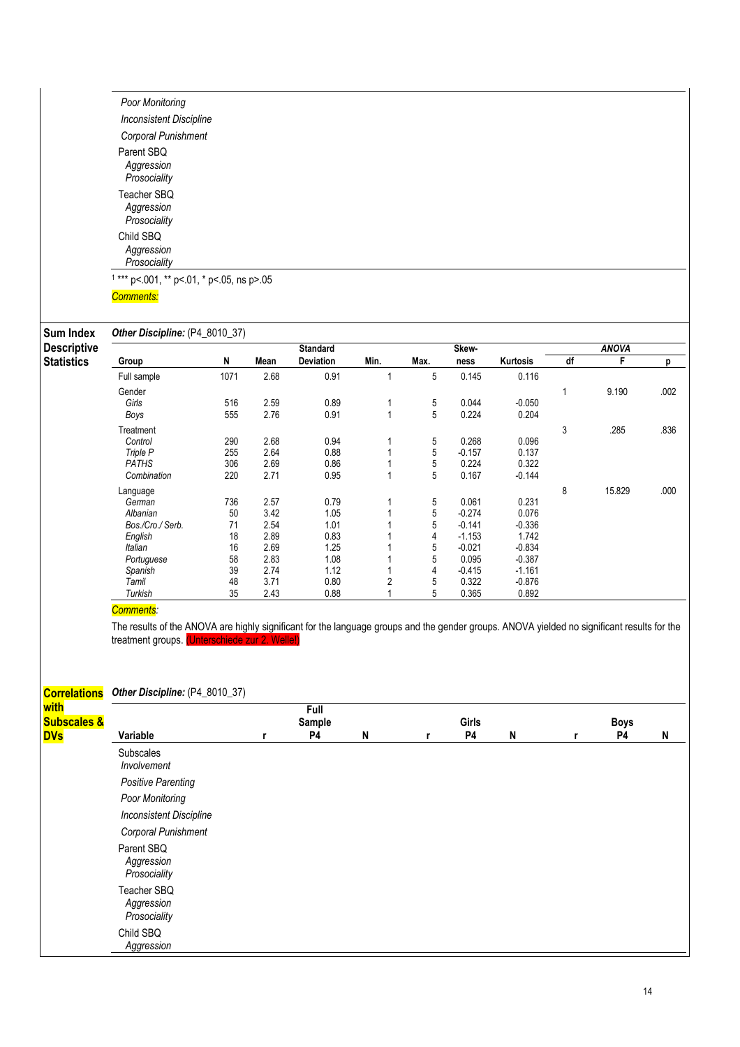| | | | | | | | | | |
|---|---|---|---|---|---|---|---|---|---|
| *Poor Monitoring* | | | | | | | | | |
| *Inconsistent Discipline* | | | | | | | | | |
| *Corporal Punishment* | | | | | | | | | |
| Parent SBQ | | | | | | | | | |
| *Aggression* | | | | | | | | | |
| *Prosociality* | | | | | | | | | |
| Teacher SBQ | | | | | | | | | |
| *Aggression* | | | | | | | | | |
| *Prosociality* | | | | | | | | | |
| Child SBQ | | | | | | | | | |
| *Aggression* | | | | | | | | | |
| *Prosociality* | | | | | | | | | |

[1] *** p<.001, ** p<.01, * p<.05, ns p>.05

*Comments:*

**Sum Index Descriptive Statistics**

***Other Discipline:*** (P4_8010_37)

| Group | N | Mean | Standard Deviation | Min. | Max. | Skew-ness | Kurtosis | ANOVA df | F | p |
|---|---|---|---|---|---|---|---|---|---|---|
| Full sample | 1071 | 2.68 | 0.91 | 1 | 5 | 0.145 | 0.116 | | | |
| Gender | | | | | | | | 1 | 9.190 | .002 |
| *Girls* | 516 | 2.59 | 0.89 | 1 | 5 | 0.044 | -0.050 | | | |
| *Boys* | 555 | 2.76 | 0.91 | 1 | 5 | 0.224 | 0.204 | | | |
| Treatment | | | | | | | | 3 | .285 | .836 |
| *Control* | 290 | 2.68 | 0.94 | 1 | 5 | 0.268 | 0.096 | | | |
| *Triple P* | 255 | 2.64 | 0.88 | 1 | 5 | -0.157 | 0.137 | | | |
| *PATHS* | 306 | 2.69 | 0.86 | 1 | 5 | 0.224 | 0.322 | | | |
| *Combination* | 220 | 2.71 | 0.95 | 1 | 5 | 0.167 | -0.144 | | | |
| Language | | | | | | | | 8 | 15.829 | .000 |
| *German* | 736 | 2.57 | 0.79 | 1 | 5 | 0.061 | 0.231 | | | |
| *Albanian* | 50 | 3.42 | 1.05 | 1 | 5 | -0.274 | 0.076 | | | |
| *Bos./Cro./ Serb.* | 71 | 2.54 | 1.01 | 1 | 5 | -0.141 | -0.336 | | | |
| *English* | 18 | 2.89 | 0.83 | 1 | 4 | -1.153 | 1.742 | | | |
| *Italian* | 16 | 2.69 | 1.25 | 1 | 5 | -0.021 | -0.834 | | | |
| *Portuguese* | 58 | 2.83 | 1.08 | 1 | 5 | 0.095 | -0.387 | | | |
| *Spanish* | 39 | 2.74 | 1.12 | 1 | 4 | -0.415 | -1.161 | | | |
| *Tamil* | 48 | 3.71 | 0.80 | 2 | 5 | 0.322 | -0.876 | | | |
| *Turkish* | 35 | 2.43 | 0.88 | 1 | 5 | 0.365 | 0.892 | | | |

*Comments:*

The results of the ANOVA are highly significant for the language groups and the gender groups. ANOVA yielded no significant results for the treatment groups. (Unterschiede zur 2. Welle!)

**Correlations with Subscales & DVs**

***Other Discipline:*** (P4_8010_37)

| Variable | r | Full Sample P4 | N | r | Girls P4 | N | r | Boys P4 | N |
|---|---|---|---|---|---|---|---|---|---|
| Subscales | | | | | | | | | |
| *Involvement* | | | | | | | | | |
| *Positive Parenting* | | | | | | | | | |
| *Poor Monitoring* | | | | | | | | | |
| *Inconsistent Discipline* | | | | | | | | | |
| *Corporal Punishment* | | | | | | | | | |
| Parent SBQ | | | | | | | | | |
| *Aggression* | | | | | | | | | |
| *Prosociality* | | | | | | | | | |
| Teacher SBQ | | | | | | | | | |
| *Aggression* | | | | | | | | | |
| *Prosociality* | | | | | | | | | |
| Child SBQ | | | | | | | | | |
| *Aggression* | | | | | | | | | |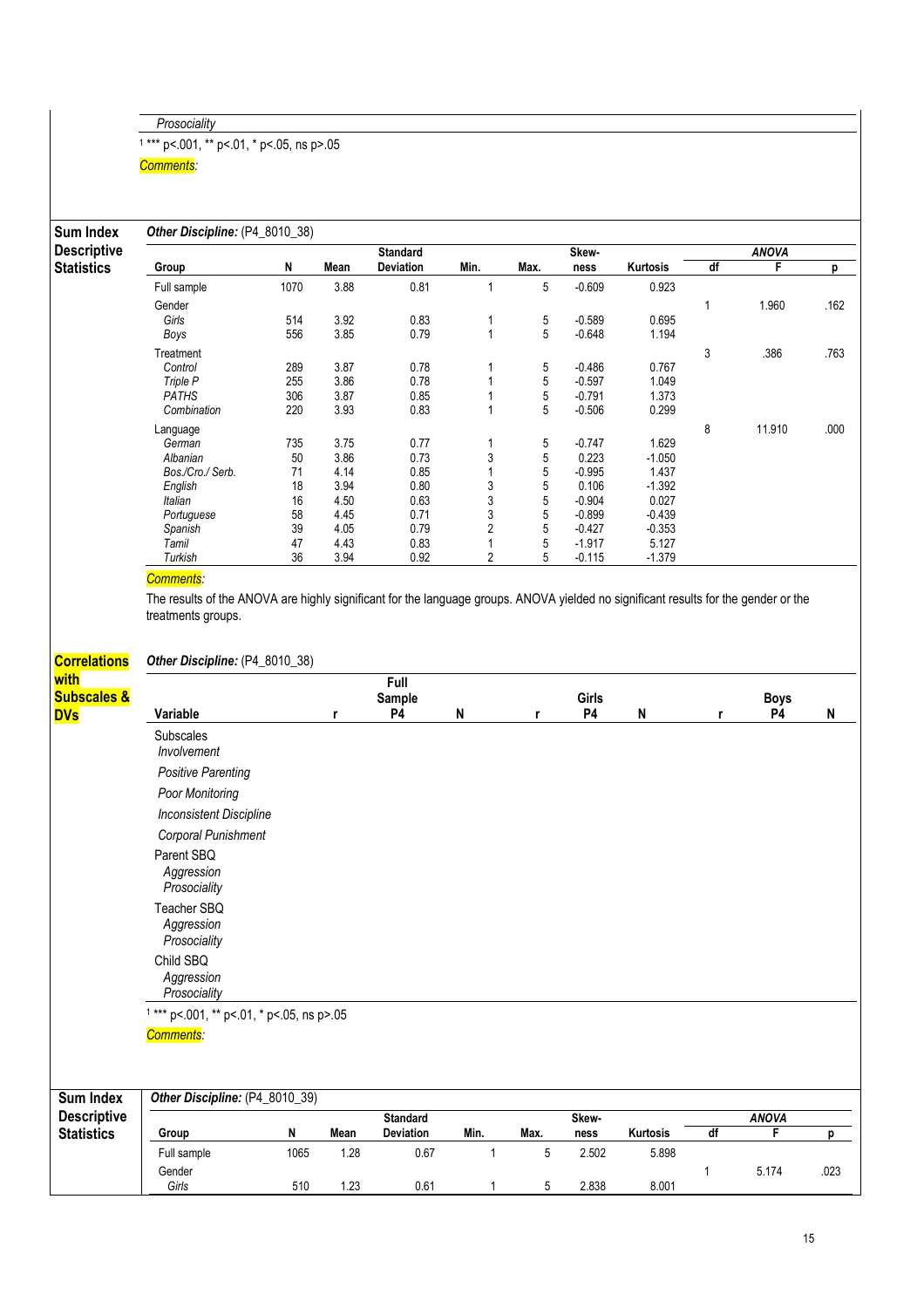Prosociality

[1] *** p<.001, ** p<.01, * p<.05, ns p>.05

*Comments:*

**Sum Index Descriptive Statistics**

*Other Discipline:* (P4_8010_38)

| Group | N | Mean | Standard Deviation | Min. | Max. | Skew-ness | Kurtosis | ANOVA df | F | p |
|---|---|---|---|---|---|---|---|---|---|---|
| Full sample | 1070 | 3.88 | 0.81 | 1 | 5 | -0.609 | 0.923 | | | |
| Gender | | | | | | | | 1 | 1.960 | .162 |
| *Girls* | 514 | 3.92 | 0.83 | 1 | 5 | -0.589 | 0.695 | | | |
| *Boys* | 556 | 3.85 | 0.79 | 1 | 5 | -0.648 | 1.194 | | | |
| Treatment | | | | | | | | 3 | .386 | .763 |
| *Control* | 289 | 3.87 | 0.78 | 1 | 5 | -0.486 | 0.767 | | | |
| *Triple P* | 255 | 3.86 | 0.78 | 1 | 5 | -0.597 | 1.049 | | | |
| *PATHS* | 306 | 3.87 | 0.85 | 1 | 5 | -0.791 | 1.373 | | | |
| *Combination* | 220 | 3.93 | 0.83 | 1 | 5 | -0.506 | 0.299 | | | |
| Language | | | | | | | | 8 | 11.910 | .000 |
| *German* | 735 | 3.75 | 0.77 | 1 | 5 | -0.747 | 1.629 | | | |
| *Albanian* | 50 | 3.86 | 0.73 | 3 | 5 | 0.223 | -1.050 | | | |
| *Bos./Cro./ Serb.* | 71 | 4.14 | 0.85 | 1 | 5 | -0.995 | 1.437 | | | |
| *English* | 18 | 3.94 | 0.80 | 3 | 5 | 0.106 | -1.392 | | | |
| *Italian* | 16 | 4.50 | 0.63 | 3 | 5 | -0.904 | 0.027 | | | |
| *Portuguese* | 58 | 4.45 | 0.71 | 3 | 5 | -0.899 | -0.439 | | | |
| *Spanish* | 39 | 4.05 | 0.79 | 2 | 5 | -0.427 | -0.353 | | | |
| *Tamil* | 47 | 4.43 | 0.83 | 1 | 5 | -1.917 | 5.127 | | | |
| *Turkish* | 36 | 3.94 | 0.92 | 2 | 5 | -0.115 | -1.379 | | | |

*Comments:*

The results of the ANOVA are highly significant for the language groups. ANOVA yielded no significant results for the gender or the treatments groups.

**Correlations with Subscales & DVs**

*Other Discipline:* (P4_8010_38)

| Variable | r | Full Sample P4 | N | r | Girls P4 | N | r | Boys P4 | N |
|---|---|---|---|---|---|---|---|---|---|
| Subscales | | | | | | | | | |
| *Involvement* | | | | | | | | | |
| *Positive Parenting* | | | | | | | | | |
| *Poor Monitoring* | | | | | | | | | |
| *Inconsistent Discipline* | | | | | | | | | |
| *Corporal Punishment* | | | | | | | | | |
| Parent SBQ | | | | | | | | | |
| *Aggression* | | | | | | | | | |
| *Prosociality* | | | | | | | | | |
| Teacher SBQ | | | | | | | | | |
| *Aggression* | | | | | | | | | |
| *Prosociality* | | | | | | | | | |
| Child SBQ | | | | | | | | | |
| *Aggression* | | | | | | | | | |
| *Prosociality* | | | | | | | | | |

[1] *** p<.001, ** p<.01, * p<.05, ns p>.05

*Comments:*

**Sum Index Descriptive Statistics**

*Other Discipline:* (P4_8010_39)

| Group | N | Mean | Standard Deviation | Min. | Max. | Skew-ness | Kurtosis | ANOVA df | F | p |
|---|---|---|---|---|---|---|---|---|---|---|
| Full sample | 1065 | 1.28 | 0.67 | 1 | 5 | 2.502 | 5.898 | | | |
| Gender | | | | | | | | 1 | 5.174 | .023 |
| *Girls* | 510 | 1.23 | 0.61 | 1 | 5 | 2.838 | 8.001 | | | |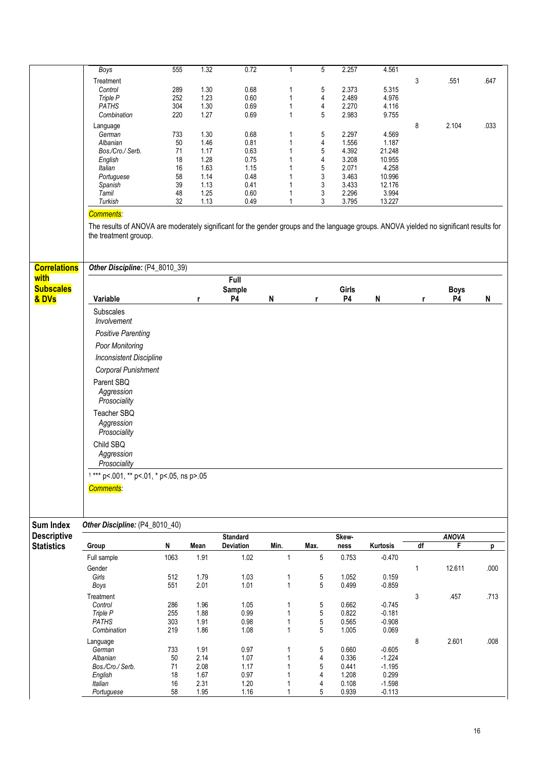| Group | N | Mean | Standard Deviation | Min. | Max. | Skew-ness | Kurtosis | df | F | p |
|---|---|---|---|---|---|---|---|---|---|---|
| *Boys* | 555 | 1.32 | 0.72 | 1 | 5 | 2.257 | 4.561 | | | |
| Treatment | | | | | | | | 3 | .551 | .647 |
| *Control* | 289 | 1.30 | 0.68 | 1 | 5 | 2.373 | 5.315 | | | |
| *Triple P* | 252 | 1.23 | 0.60 | 1 | 4 | 2.489 | 4.976 | | | |
| *PATHS* | 304 | 1.30 | 0.69 | 1 | 4 | 2.270 | 4.116 | | | |
| *Combination* | 220 | 1.27 | 0.69 | 1 | 5 | 2.983 | 9.755 | | | |
| Language | | | | | | | | 8 | 2.104 | .033 |
| *German* | 733 | 1.30 | 0.68 | 1 | 5 | 2.297 | 4.569 | | | |
| *Albanian* | 50 | 1.46 | 0.81 | 1 | 4 | 1.556 | 1.187 | | | |
| *Bos./Cro./ Serb.* | 71 | 1.17 | 0.63 | 1 | 5 | 4.392 | 21.248 | | | |
| *English* | 18 | 1.28 | 0.75 | 1 | 4 | 3.208 | 10.955 | | | |
| *Italian* | 16 | 1.63 | 1.15 | 1 | 5 | 2.071 | 4.258 | | | |
| *Portuguese* | 58 | 1.14 | 0.48 | 1 | 3 | 3.463 | 10.996 | | | |
| *Spanish* | 39 | 1.13 | 0.41 | 1 | 3 | 3.433 | 12.176 | | | |
| *Tamil* | 48 | 1.25 | 0.60 | 1 | 3 | 2.296 | 3.994 | | | |
| *Turkish* | 32 | 1.13 | 0.49 | 1 | 3 | 3.795 | 13.227 | | | |

*Comments:*

The results of ANOVA are moderately significant for the gender groups and the language groups. ANOVA yielded no significant results for the treatment grouop.

## Correlations with Subscales & DVs

*Other Discipline:* (P4_8010_39)

| Variable | r | Full Sample P4 | N | r | Girls P4 | N | r | Boys P4 | N |
|---|---|---|---|---|---|---|---|---|---|
| Subscales | | | | | | | | | |
| *Involvement* | | | | | | | | | |
| *Positive Parenting* | | | | | | | | | |
| *Poor Monitoring* | | | | | | | | | |
| *Inconsistent Discipline* | | | | | | | | | |
| *Corporal Punishment* | | | | | | | | | |
| Parent SBQ | | | | | | | | | |
| *Aggression* | | | | | | | | | |
| *Prosociality* | | | | | | | | | |
| Teacher SBQ | | | | | | | | | |
| *Aggression* | | | | | | | | | |
| *Prosociality* | | | | | | | | | |
| Child SBQ | | | | | | | | | |
| *Aggression* | | | | | | | | | |
| *Prosociality* | | | | | | | | | |

[1] *** p<.001, ** p<.01, * p<.05, ns p>.05

*Comments:*

## Sum Index Descriptive Statistics

*Other Discipline:* (P4_8010_40)

| Group | N | Mean | Standard Deviation | Min. | Max. | Skew-ness | Kurtosis | ANOVA df | ANOVA F | ANOVA p |
|---|---|---|---|---|---|---|---|---|---|---|
| Full sample | 1063 | 1.91 | 1.02 | 1 | 5 | 0.753 | -0.470 | | | |
| Gender | | | | | | | | 1 | 12.611 | .000 |
| *Girls* | 512 | 1.79 | 1.03 | 1 | 5 | 1.052 | 0.159 | | | |
| *Boys* | 551 | 2.01 | 1.01 | 1 | 5 | 0.499 | -0.859 | | | |
| Treatment | | | | | | | | 3 | .457 | .713 |
| *Control* | 286 | 1.96 | 1.05 | 1 | 5 | 0.662 | -0.745 | | | |
| *Triple P* | 255 | 1.88 | 0.99 | 1 | 5 | 0.822 | -0.181 | | | |
| *PATHS* | 303 | 1.91 | 0.98 | 1 | 5 | 0.565 | -0.908 | | | |
| *Combination* | 219 | 1.86 | 1.08 | 1 | 5 | 1.005 | 0.069 | | | |
| Language | | | | | | | | 8 | 2.601 | .008 |
| *German* | 733 | 1.91 | 0.97 | 1 | 5 | 0.660 | -0.605 | | | |
| *Albanian* | 50 | 2.14 | 1.07 | 1 | 4 | 0.336 | -1.224 | | | |
| *Bos./Cro./ Serb.* | 71 | 2.08 | 1.17 | 1 | 5 | 0.441 | -1.195 | | | |
| *English* | 18 | 1.67 | 0.97 | 1 | 4 | 1.208 | 0.299 | | | |
| *Italian* | 16 | 2.31 | 1.20 | 1 | 4 | 0.108 | -1.598 | | | |
| *Portuguese* | 58 | 1.95 | 1.16 | 1 | 5 | 0.939 | -0.113 | | | |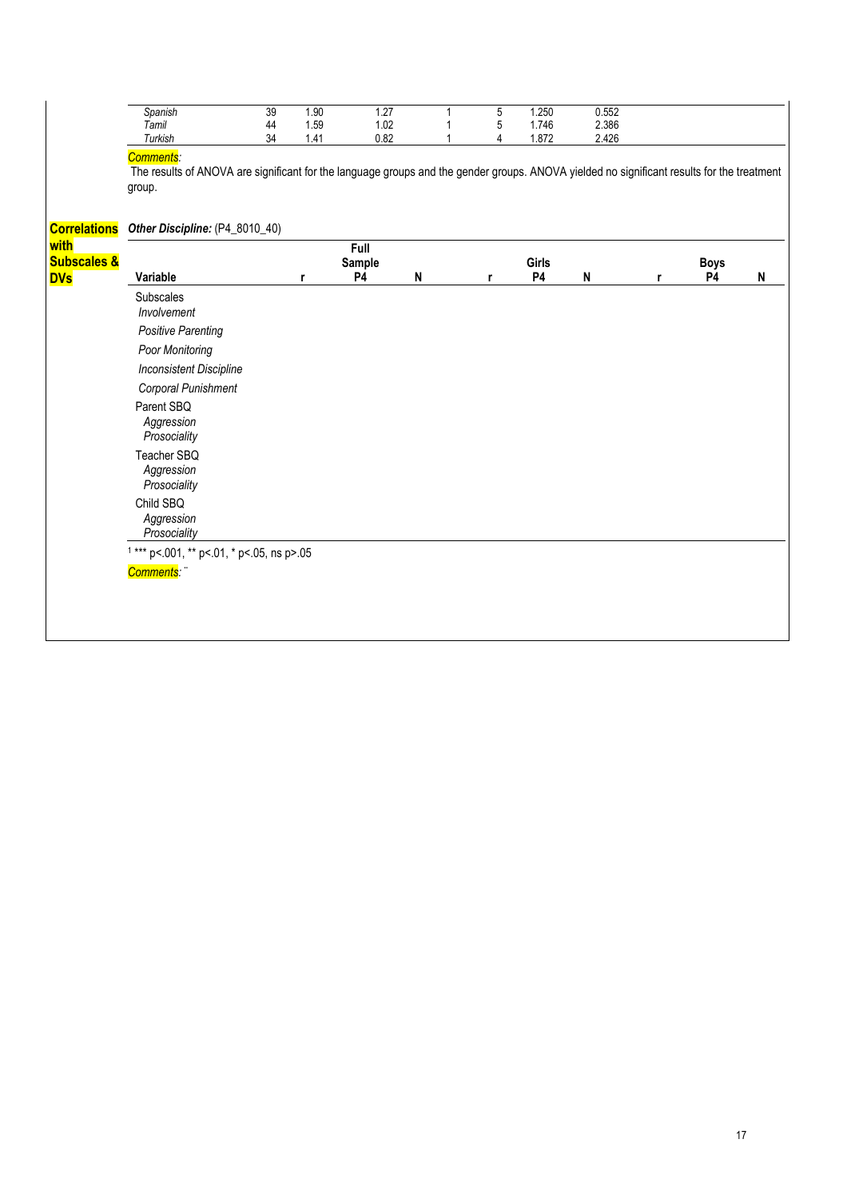| | | | | | | | |
|---|---|---|---|---|---|---|---|
| *Spanish* | 39 | 1.90 | 1.27 | 1 | 5 | 1.250 | 0.552 |
| *Tamil* | 44 | 1.59 | 1.02 | 1 | 5 | 1.746 | 2.386 |
| *Turkish* | 34 | 1.41 | 0.82 | 1 | 4 | 1.872 | 2.426 |

*Comments*:

The results of ANOVA are significant for the language groups and the gender groups. ANOVA yielded no significant results for the treatment group.

**Correlations with Subscales & DVs**

***Other Discipline:*** (P4_8010_40)

| Variable | r | Full Sample P4 | N | r | Girls P4 | N | r | Boys P4 | N |
|---|---|---|---|---|---|---|---|---|---|
| Subscales | | | | | | | | | |
| *Involvement* | | | | | | | | | |
| *Positive Parenting* | | | | | | | | | |
| *Poor Monitoring* | | | | | | | | | |
| *Inconsistent Discipline* | | | | | | | | | |
| *Corporal Punishment* | | | | | | | | | |
| Parent SBQ | | | | | | | | | |
| *Aggression* | | | | | | | | | |
| *Prosociality* | | | | | | | | | |
| Teacher SBQ | | | | | | | | | |
| *Aggression* | | | | | | | | | |
| *Prosociality* | | | | | | | | | |
| Child SBQ | | | | | | | | | |
| *Aggression* | | | | | | | | | |
| *Prosociality* | | | | | | | | | |

[1] *** p<.001, ** p<.01, * p<.05, ns p>.05

*Comments:* ¨